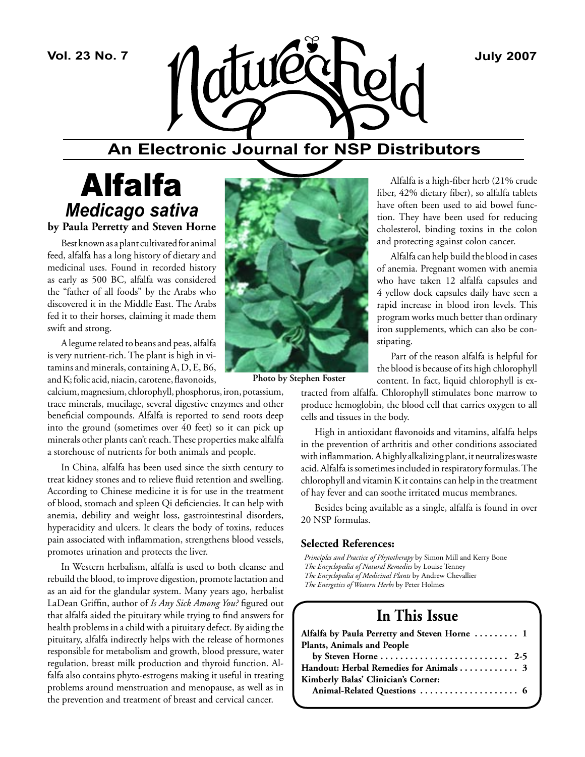# Nature's Field

## An Electronic Journal for NSP Distributors

# Alfalfa

## *Medicago sativa*

**by Paula Perretty and Steven Horne**

Best known as a plant cultivated for animal feed, alfalfa has a long history of dietary and medicinal uses. Found in recorded history as early as 500 BC, alfalfa was considered the "father of all foods" by the Arabs who discovered it in the Middle East. The Arabs fed it to their horses, claiming it made them swift and strong.

A legume related to beans and peas, alfalfa is very nutrient-rich. The plant is high in vitamins and minerals, containing A, D, E, B6, and K; folic acid, niacin, carotene, flavonoids, calcium, magnesium, chlorophyll, phosphorus, iron, potassium, trace minerals, mucilage, several digestive enzymes and other beneficial compounds. Alfalfa is reported to send roots deep into the ground (sometimes over 40 feet) so it can pick up minerals other plants can't reach. These properties make alfalfa a storehouse of nutrients for both animals and people.

In China, alfalfa has been used since the sixth century to treat kidney stones and to relieve fluid retention and swelling. According to Chinese medicine it is for use in the treatment of blood, stomach and spleen Qi deficiencies. It can help with anemia, debility and weight loss, gastrointestinal disorders, hyperacidity and ulcers. It clears the body of toxins, reduces pain associated with inflammation, strengthens blood vessels, promotes urination and protects the liver.

In Western herbalism, alfalfa is used to both cleanse and rebuild the blood, to improve digestion, promote lactation and as an aid for the glandular system. Many years ago, herbalist LaDean Griffin, author of *Is Any Sick Among You?* figured out that alfalfa aided the pituitary while trying to find answers for health problems in a child with a pituitary defect. By aiding the pituitary, alfalfa indirectly helps with the release of hormones responsible for metabolism and growth, blood pressure, water regulation, breast milk production and thyroid function. Alfalfa also contains phyto-estrogens making it useful in treating problems around menstruation and menopause, as well as in the prevention and treatment of breast and cervical cancer.

**Photo by Stephen Foster**

Alfalfa is a high-fiber herb (21% crude fiber, 42% dietary fiber), so alfalfa tablets have often been used to aid bowel function. They have been used for reducing cholesterol, binding toxins in the colon and protecting against colon cancer.

Alfalfa can help build the blood in cases of anemia. Pregnant women with anemia who have taken 12 alfalfa capsules and 4 yellow dock capsules daily have seen a rapid increase in blood iron levels. This program works much better than ordinary iron supplements, which can also be constipating.

Part of the reason alfalfa is helpful for the blood is because of its high chlorophyll content. In fact, liquid chlorophyll is extracted from alfalfa. Chlorophyll stimulates bone marrow to produce hemoglobin, the blood cell that carries oxygen to all cells and tissues in the body.

High in antioxidant flavonoids and vitamins, alfalfa helps in the prevention of arthritis and other conditions associated with inflammation. A highly alkalizing plant, it neutralizes waste acid. Alfalfa is sometimes included in respiratory formulas. The chlorophyll and vitamin K it contains can help in the treatment of hay fever and can soothe irritated mucus membranes.

Besides being available as a single, alfalfa is found in over 20 NSP formulas.

### Selected References:

*Principles and Practice of Phytotherapy* by Simon Mill and Kerry Bone
*The Encyclopedia of Natural Remedies* by Louise Tenney
*The Encyclopedia of Medicinal Plants* by Andrew Chevallier
*The Energetics of Western Herbs* by Peter Holmes

## In This Issue

**Alfalfa by Paula Perretty and Steven Horne ......... 1**
**Plants, Animals and People by Steven Horne ......... 2-5**
**Handout: Herbal Remedies for Animals ......... 3**
**Kimberly Balas' Clinician's Corner: Animal-Related Questions ......... 6**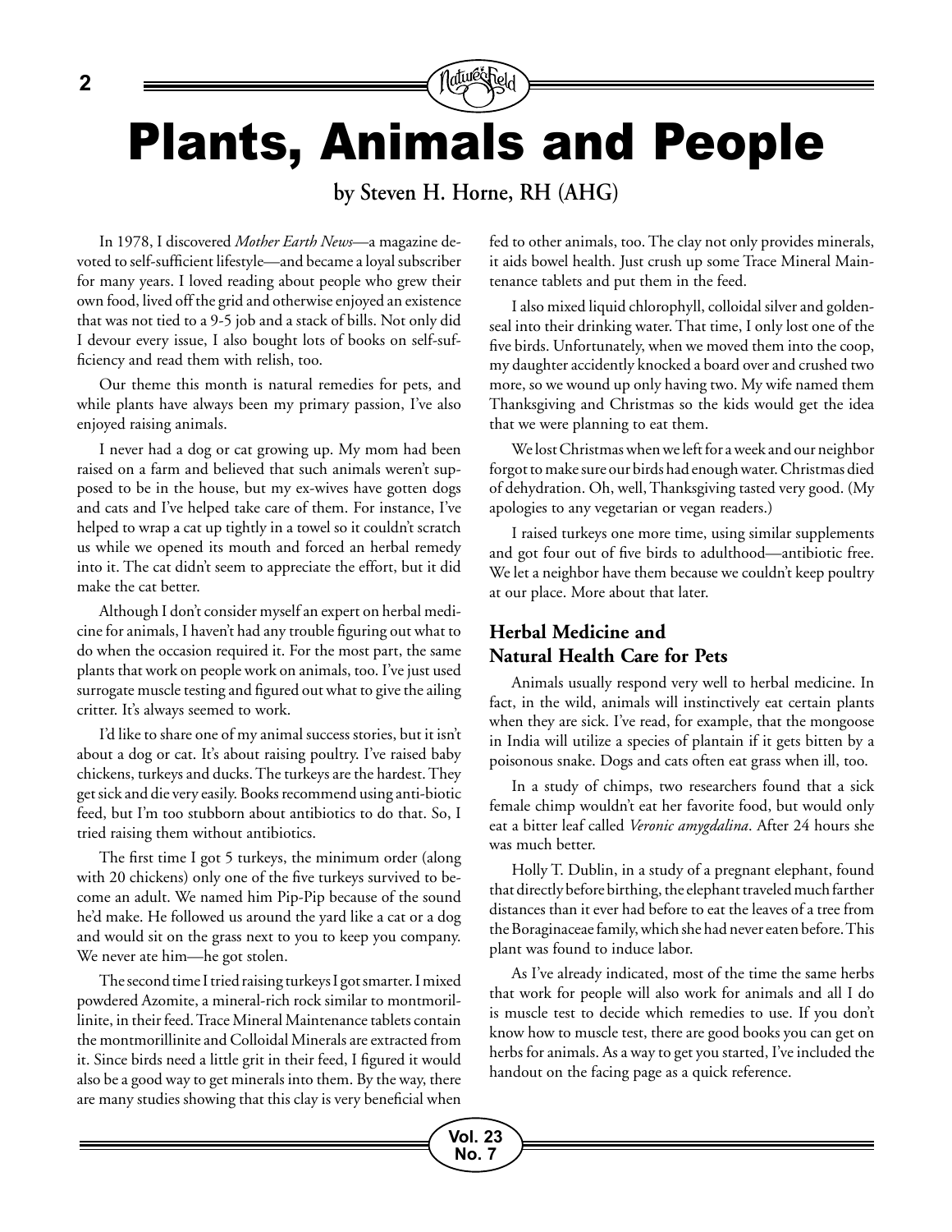# Plants, Animals and People

**by Steven H. Horne, RH (AHG)**

In 1978, I discovered *Mother Earth News*—a magazine devoted to self-sufficient lifestyle—and became a loyal subscriber for many years. I loved reading about people who grew their own food, lived off the grid and otherwise enjoyed an existence that was not tied to a 9-5 job and a stack of bills. Not only did I devour every issue, I also bought lots of books on self-sufficiency and read them with relish, too.

Our theme this month is natural remedies for pets, and while plants have always been my primary passion, I've also enjoyed raising animals.

I never had a dog or cat growing up. My mom had been raised on a farm and believed that such animals weren't supposed to be in the house, but my ex-wives have gotten dogs and cats and I've helped take care of them. For instance, I've helped to wrap a cat up tightly in a towel so it couldn't scratch us while we opened its mouth and forced an herbal remedy into it. The cat didn't seem to appreciate the effort, but it did make the cat better.

Although I don't consider myself an expert on herbal medicine for animals, I haven't had any trouble figuring out what to do when the occasion required it. For the most part, the same plants that work on people work on animals, too. I've just used surrogate muscle testing and figured out what to give the ailing critter. It's always seemed to work.

I'd like to share one of my animal success stories, but it isn't about a dog or cat. It's about raising poultry. I've raised baby chickens, turkeys and ducks. The turkeys are the hardest. They get sick and die very easily. Books recommend using anti-biotic feed, but I'm too stubborn about antibiotics to do that. So, I tried raising them without antibiotics.

The first time I got 5 turkeys, the minimum order (along with 20 chickens) only one of the five turkeys survived to become an adult. We named him Pip-Pip because of the sound he'd make. He followed us around the yard like a cat or a dog and would sit on the grass next to you to keep you company. We never ate him—he got stolen.

The second time I tried raising turkeys I got smarter. I mixed powdered Azomite, a mineral-rich rock similar to montmorillinite, in their feed. Trace Mineral Maintenance tablets contain the montmorillinite and Colloidal Minerals are extracted from it. Since birds need a little grit in their feed, I figured it would also be a good way to get minerals into them. By the way, there are many studies showing that this clay is very beneficial when fed to other animals, too. The clay not only provides minerals, it aids bowel health. Just crush up some Trace Mineral Maintenance tablets and put them in the feed.

I also mixed liquid chlorophyll, colloidal silver and goldenseal into their drinking water. That time, I only lost one of the five birds. Unfortunately, when we moved them into the coop, my daughter accidently knocked a board over and crushed two more, so we wound up only having two. My wife named them Thanksgiving and Christmas so the kids would get the idea that we were planning to eat them.

We lost Christmas when we left for a week and our neighbor forgot to make sure our birds had enough water. Christmas died of dehydration. Oh, well, Thanksgiving tasted very good. (My apologies to any vegetarian or vegan readers.)

I raised turkeys one more time, using similar supplements and got four out of five birds to adulthood—antibiotic free. We let a neighbor have them because we couldn't keep poultry at our place. More about that later.

### Herbal Medicine and Natural Health Care for Pets

Animals usually respond very well to herbal medicine. In fact, in the wild, animals will instinctively eat certain plants when they are sick. I've read, for example, that the mongoose in India will utilize a species of plantain if it gets bitten by a poisonous snake. Dogs and cats often eat grass when ill, too.

In a study of chimps, two researchers found that a sick female chimp wouldn't eat her favorite food, but would only eat a bitter leaf called *Veronic amygdalina*. After 24 hours she was much better.

Holly T. Dublin, in a study of a pregnant elephant, found that directly before birthing, the elephant traveled much farther distances than it ever had before to eat the leaves of a tree from the Boraginaceae family, which she had never eaten before. This plant was found to induce labor.

As I've already indicated, most of the time the same herbs that work for people will also work for animals and all I do is muscle test to decide which remedies to use. If you don't know how to muscle test, there are good books you can get on herbs for animals. As a way to get you started, I've included the handout on the facing page as a quick reference.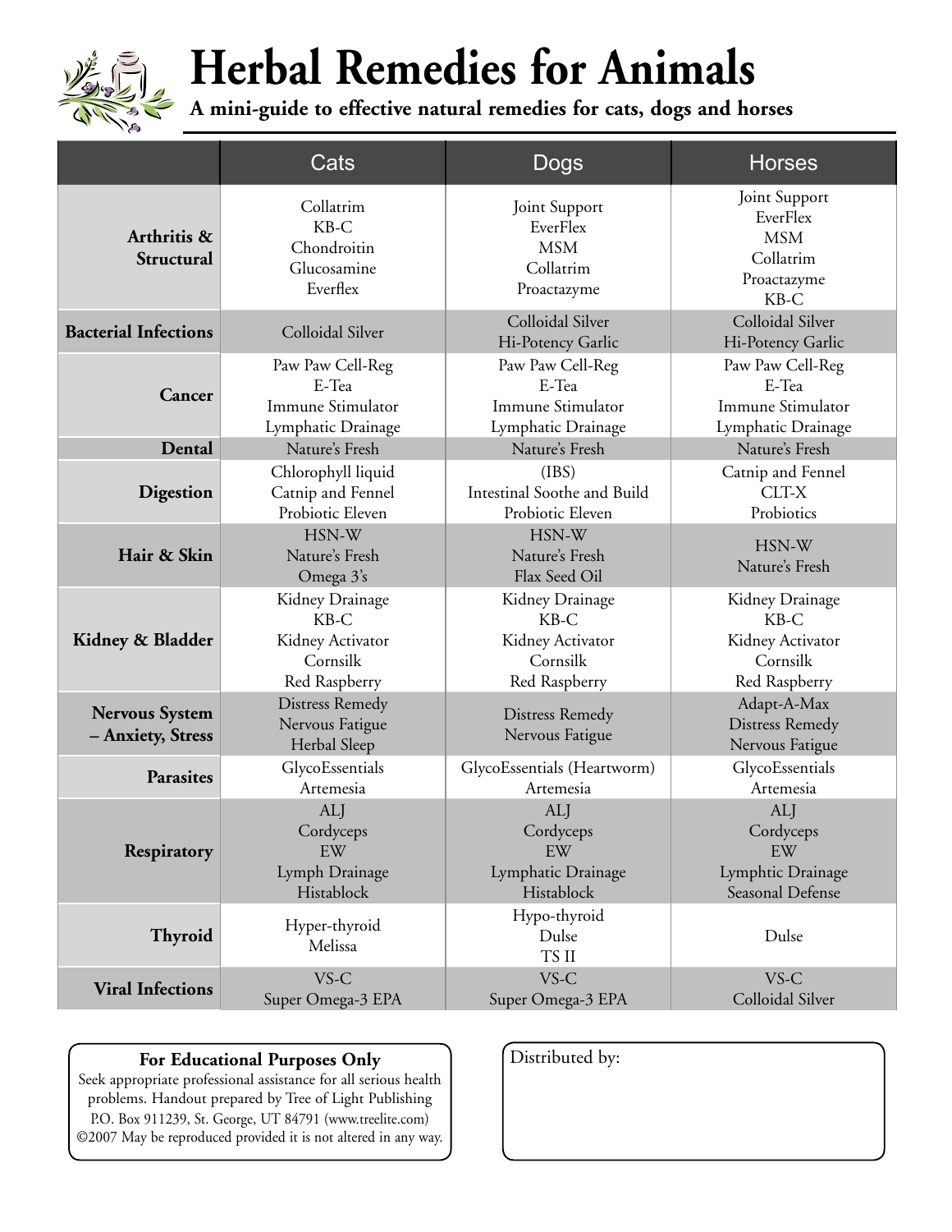# Herbal Remedies for Animals

**A mini-guide to effective natural remedies for cats, dogs and horses**

| | Cats | Dogs | Horses |
|---|---|---|---|
| **Arthritis & Structural** | Collatrim<br>KB-C<br>Chondroitin<br>Glucosamine<br>Everflex | Joint Support<br>EverFlex<br>MSM<br>Collatrim<br>Proactazyme | Joint Support<br>EverFlex<br>MSM<br>Collatrim<br>Proactazyme<br>KB-C |
| **Bacterial Infections** | Colloidal Silver | Colloidal Silver<br>Hi-Potency Garlic | Colloidal Silver<br>Hi-Potency Garlic |
| **Cancer** | Paw Paw Cell-Reg<br>E-Tea<br>Immune Stimulator<br>Lymphatic Drainage | Paw Paw Cell-Reg<br>E-Tea<br>Immune Stimulator<br>Lymphatic Drainage | Paw Paw Cell-Reg<br>E-Tea<br>Immune Stimulator<br>Lymphatic Drainage |
| **Dental** | Nature's Fresh | Nature's Fresh | Nature's Fresh |
| **Digestion** | Chlorophyll liquid<br>Catnip and Fennel<br>Probiotic Eleven | (IBS)<br>Intestinal Soothe and Build<br>Probiotic Eleven | Catnip and Fennel<br>CLT-X<br>Probiotics |
| **Hair & Skin** | HSN-W<br>Nature's Fresh<br>Omega 3's | HSN-W<br>Nature's Fresh<br>Flax Seed Oil | HSN-W<br>Nature's Fresh |
| **Kidney & Bladder** | Kidney Drainage<br>KB-C<br>Kidney Activator<br>Cornsilk<br>Red Raspberry | Kidney Drainage<br>KB-C<br>Kidney Activator<br>Cornsilk<br>Red Raspberry | Kidney Drainage<br>KB-C<br>Kidney Activator<br>Cornsilk<br>Red Raspberry |
| **Nervous System – Anxiety, Stress** | Distress Remedy<br>Nervous Fatigue<br>Herbal Sleep | Distress Remedy<br>Nervous Fatigue | Adapt-A-Max<br>Distress Remedy<br>Nervous Fatigue |
| **Parasites** | GlycoEssentials<br>Artemesia | GlycoEssentials (Heartworm)<br>Artemesia | GlycoEssentials<br>Artemesia |
| **Respiratory** | ALJ<br>Cordyceps<br>EW<br>Lymph Drainage<br>Histablock | ALJ<br>Cordyceps<br>EW<br>Lymphatic Drainage<br>Histablock | ALJ<br>Cordyceps<br>EW<br>Lymphtic Drainage<br>Seasonal Defense |
| **Thyroid** | Hyper-thyroid<br>Melissa | Hypo-thyroid<br>Dulse<br>TS II | Dulse |
| **Viral Infections** | VS-C<br>Super Omega-3 EPA | VS-C<br>Super Omega-3 EPA | VS-C<br>Colloidal Silver |

**For Educational Purposes Only**

Seek appropriate professional assistance for all serious health problems. Handout prepared by Tree of Light Publishing P.O. Box 911239, St. George, UT 84791 (www.treelite.com) ©2007 May be reproduced provided it is not altered in any way.

Distributed by: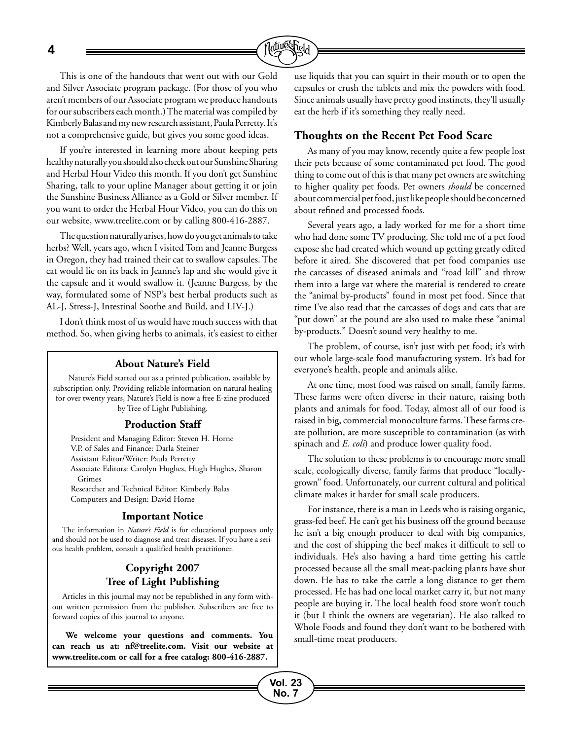This is one of the handouts that went out with our Gold and Silver Associate program package. (For those of you who aren't members of our Associate program we produce handouts for our subscribers each month.) The material was compiled by Kimberly Balas and my new research assistant, Paula Perretty. It's not a comprehensive guide, but gives you some good ideas.

If you're interested in learning more about keeping pets healthy naturally you should also check out our Sunshine Sharing and Herbal Hour Video this month. If you don't get Sunshine Sharing, talk to your upline Manager about getting it or join the Sunshine Business Alliance as a Gold or Silver member. If you want to order the Herbal Hour Video, you can do this on our website, www.treelite.com or by calling 800-416-2887.

The question naturally arises, how do you get animals to take herbs? Well, years ago, when I visited Tom and Jeanne Burgess in Oregon, they had trained their cat to swallow capsules. The cat would lie on its back in Jeanne's lap and she would give it the capsule and it would swallow it. (Jeanne Burgess, by the way, formulated some of NSP's best herbal products such as AL-J, Stress-J, Intestinal Soothe and Build, and LIV-J.)

I don't think most of us would have much success with that method. So, when giving herbs to animals, it's easiest to either use liquids that you can squirt in their mouth or to open the capsules or crush the tablets and mix the powders with food. Since animals usually have pretty good instincts, they'll usually eat the herb if it's something they really need.

## Thoughts on the Recent Pet Food Scare

As many of you may know, recently quite a few people lost their pets because of some contaminated pet food. The good thing to come out of this is that many pet owners are switching to higher quality pet foods. Pet owners *should* be concerned about commercial pet food, just like people should be concerned about refined and processed foods.

Several years ago, a lady worked for me for a short time who had done some TV producing. She told me of a pet food expose she had created which wound up getting greatly edited before it aired. She discovered that pet food companies use the carcasses of diseased animals and "road kill" and throw them into a large vat where the material is rendered to create the "animal by-products" found in most pet food. Since that time I've also read that the carcasses of dogs and cats that are "put down" at the pound are also used to make these "animal by-products." Doesn't sound very healthy to me.

The problem, of course, isn't just with pet food; it's with our whole large-scale food manufacturing system. It's bad for everyone's health, people and animals alike.

At one time, most food was raised on small, family farms. These farms were often diverse in their nature, raising both plants and animals for food. Today, almost all of our food is raised in big, commercial monoculture farms. These farms create pollution, are more susceptible to contamination (as with spinach and *E. coli*) and produce lower quality food.

The solution to these problems is to encourage more small scale, ecologically diverse, family farms that produce "locally-grown" food. Unfortunately, our current cultural and political climate makes it harder for small scale producers.

For instance, there is a man in Leeds who is raising organic, grass-fed beef. He can't get his business off the ground because he isn't a big enough producer to deal with big companies, and the cost of shipping the beef makes it difficult to sell to individuals. He's also having a hard time getting his cattle processed because all the small meat-packing plants have shut down. He has to take the cattle a long distance to get them processed. He has had one local market carry it, but not many people are buying it. The local health food store won't touch it (but I think the owners are vegetarian). He also talked to Whole Foods and found they don't want to be bothered with small-time meat producers.

### About Nature's Field

Nature's Field started out as a printed publication, available by subscription only. Providing reliable information on natural healing for over twenty years, Nature's Field is now a free E-zine produced by Tree of Light Publishing.

### Production Staff

President and Managing Editor: Steven H. Horne
V.P. of Sales and Finance: Darla Steiner
Assistant Editor/Writer: Paula Perretty
Associate Editors: Carolyn Hughes, Hugh Hughes, Sharon Grimes
Researcher and Technical Editor: Kimberly Balas
Computers and Design: David Horne

### Important Notice

The information in *Nature's Field* is for educational purposes only and should not be used to diagnose and treat diseases. If you have a serious health problem, consult a qualified health practitioner.

### Copyright 2007 Tree of Light Publishing

Articles in this journal may not be republished in any form without written permission from the publisher. Subscribers are free to forward copies of this journal to anyone.

**We welcome your questions and comments. You can reach us at: nf@treelite.com. Visit our website at www.treelite.com or call for a free catalog: 800-416-2887.**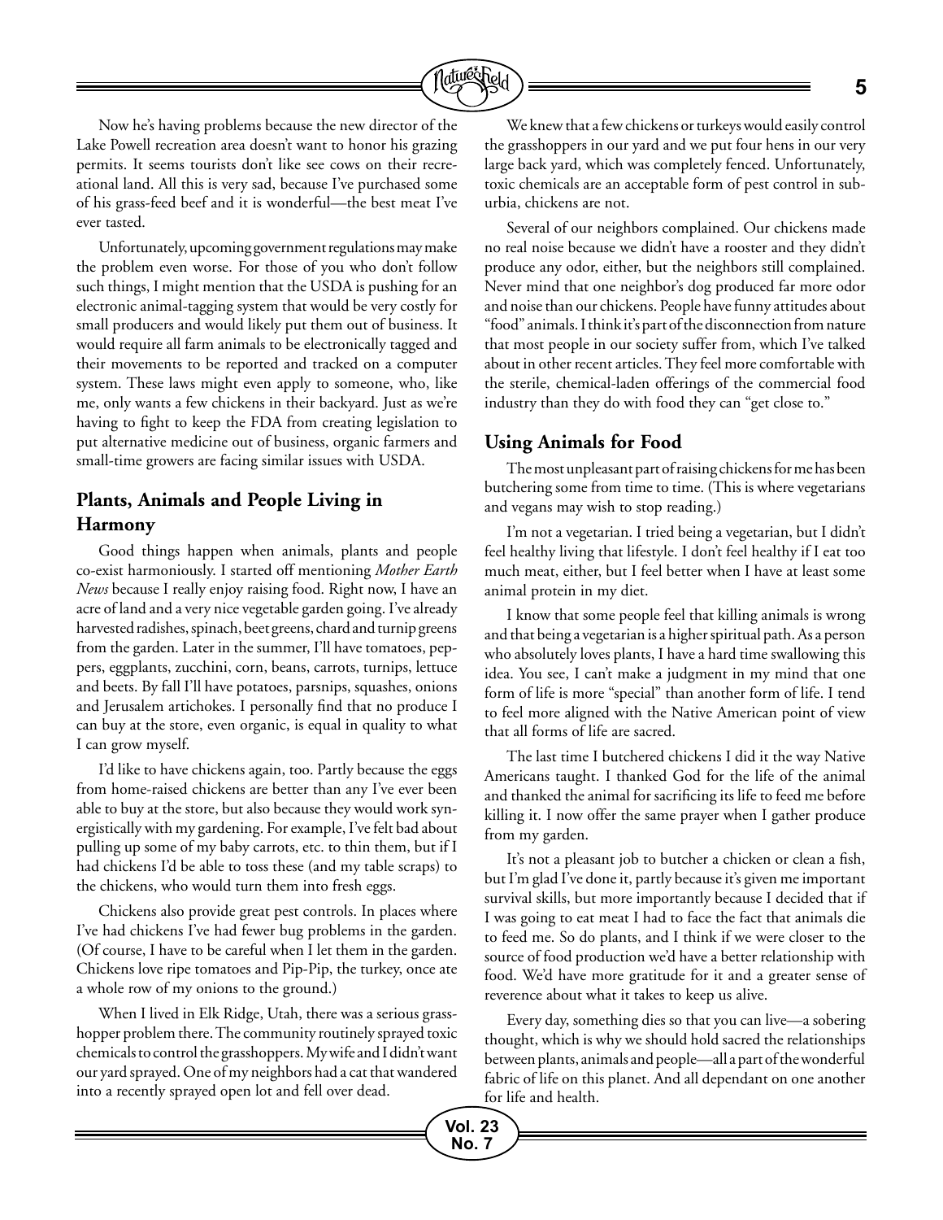Now he's having problems because the new director of the Lake Powell recreation area doesn't want to honor his grazing permits. It seems tourists don't like see cows on their recreational land. All this is very sad, because I've purchased some of his grass-feed beef and it is wonderful—the best meat I've ever tasted.

Unfortunately, upcoming government regulations may make the problem even worse. For those of you who don't follow such things, I might mention that the USDA is pushing for an electronic animal-tagging system that would be very costly for small producers and would likely put them out of business. It would require all farm animals to be electronically tagged and their movements to be reported and tracked on a computer system. These laws might even apply to someone, who, like me, only wants a few chickens in their backyard. Just as we're having to fight to keep the FDA from creating legislation to put alternative medicine out of business, organic farmers and small-time growers are facing similar issues with USDA.

## Plants, Animals and People Living in Harmony

Good things happen when animals, plants and people co-exist harmoniously. I started off mentioning *Mother Earth News* because I really enjoy raising food. Right now, I have an acre of land and a very nice vegetable garden going. I've already harvested radishes, spinach, beet greens, chard and turnip greens from the garden. Later in the summer, I'll have tomatoes, peppers, eggplants, zucchini, corn, beans, carrots, turnips, lettuce and beets. By fall I'll have potatoes, parsnips, squashes, onions and Jerusalem artichokes. I personally find that no produce I can buy at the store, even organic, is equal in quality to what I can grow myself.

I'd like to have chickens again, too. Partly because the eggs from home-raised chickens are better than any I've ever been able to buy at the store, but also because they would work synergistically with my gardening. For example, I've felt bad about pulling up some of my baby carrots, etc. to thin them, but if I had chickens I'd be able to toss these (and my table scraps) to the chickens, who would turn them into fresh eggs.

Chickens also provide great pest controls. In places where I've had chickens I've had fewer bug problems in the garden. (Of course, I have to be careful when I let them in the garden. Chickens love ripe tomatoes and Pip-Pip, the turkey, once ate a whole row of my onions to the ground.)

When I lived in Elk Ridge, Utah, there was a serious grasshopper problem there. The community routinely sprayed toxic chemicals to control the grasshoppers. My wife and I didn't want our yard sprayed. One of my neighbors had a cat that wandered into a recently sprayed open lot and fell over dead.

We knew that a few chickens or turkeys would easily control the grasshoppers in our yard and we put four hens in our very large back yard, which was completely fenced. Unfortunately, toxic chemicals are an acceptable form of pest control in suburbia, chickens are not.

Several of our neighbors complained. Our chickens made no real noise because we didn't have a rooster and they didn't produce any odor, either, but the neighbors still complained. Never mind that one neighbor's dog produced far more odor and noise than our chickens. People have funny attitudes about "food" animals. I think it's part of the disconnection from nature that most people in our society suffer from, which I've talked about in other recent articles. They feel more comfortable with the sterile, chemical-laden offerings of the commercial food industry than they do with food they can "get close to."

## Using Animals for Food

The most unpleasant part of raising chickens for me has been butchering some from time to time. (This is where vegetarians and vegans may wish to stop reading.)

I'm not a vegetarian. I tried being a vegetarian, but I didn't feel healthy living that lifestyle. I don't feel healthy if I eat too much meat, either, but I feel better when I have at least some animal protein in my diet.

I know that some people feel that killing animals is wrong and that being a vegetarian is a higher spiritual path. As a person who absolutely loves plants, I have a hard time swallowing this idea. You see, I can't make a judgment in my mind that one form of life is more "special" than another form of life. I tend to feel more aligned with the Native American point of view that all forms of life are sacred.

The last time I butchered chickens I did it the way Native Americans taught. I thanked God for the life of the animal and thanked the animal for sacrificing its life to feed me before killing it. I now offer the same prayer when I gather produce from my garden.

It's not a pleasant job to butcher a chicken or clean a fish, but I'm glad I've done it, partly because it's given me important survival skills, but more importantly because I decided that if I was going to eat meat I had to face the fact that animals die to feed me. So do plants, and I think if we were closer to the source of food production we'd have a better relationship with food. We'd have more gratitude for it and a greater sense of reverence about what it takes to keep us alive.

Every day, something dies so that you can live—a sobering thought, which is why we should hold sacred the relationships between plants, animals and people—all a part of the wonderful fabric of life on this planet. And all dependant on one another for life and health.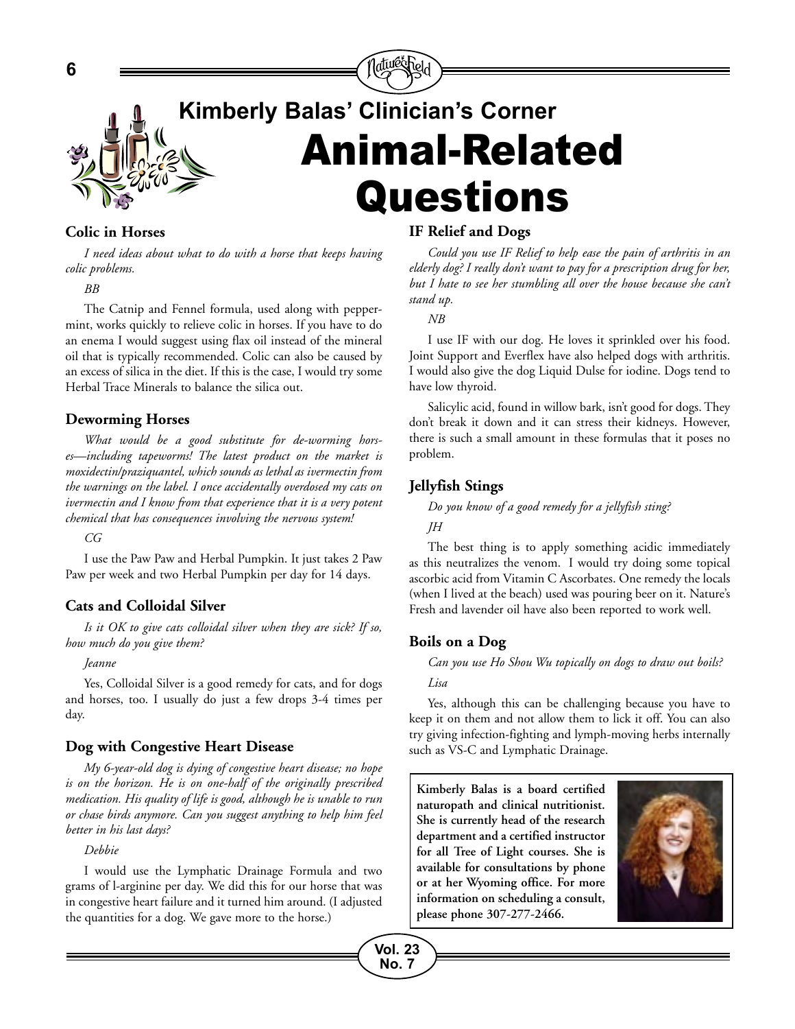## Kimberly Balas' Clinician's Corner

# Animal-Related Questions

### Colic in Horses

*I need ideas about what to do with a horse that keeps having colic problems.*

*BB*

The Catnip and Fennel formula, used along with peppermint, works quickly to relieve colic in horses. If you have to do an enema I would suggest using flax oil instead of the mineral oil that is typically recommended. Colic can also be caused by an excess of silica in the diet. If this is the case, I would try some Herbal Trace Minerals to balance the silica out.

### Deworming Horses

*What would be a good substitute for de-worming horses—including tapeworms! The latest product on the market is moxidectin/praziquantel, which sounds as lethal as ivermectin from the warnings on the label. I once accidentally overdosed my cats on ivermectin and I know from that experience that it is a very potent chemical that has consequences involving the nervous system!*

*CG*

I use the Paw Paw and Herbal Pumpkin. It just takes 2 Paw Paw per week and two Herbal Pumpkin per day for 14 days.

### Cats and Colloidal Silver

*Is it OK to give cats colloidal silver when they are sick? If so, how much do you give them?*

*Jeanne*

Yes, Colloidal Silver is a good remedy for cats, and for dogs and horses, too. I usually do just a few drops 3-4 times per day.

### Dog with Congestive Heart Disease

*My 6-year-old dog is dying of congestive heart disease; no hope is on the horizon. He is on one-half of the originally prescribed medication. His quality of life is good, although he is unable to run or chase birds anymore. Can you suggest anything to help him feel better in his last days?*

*Debbie*

I would use the Lymphatic Drainage Formula and two grams of l-arginine per day. We did this for our horse that was in congestive heart failure and it turned him around. (I adjusted the quantities for a dog. We gave more to the horse.)

### IF Relief and Dogs

*Could you use IF Relief to help ease the pain of arthritis in an elderly dog? I really don't want to pay for a prescription drug for her, but I hate to see her stumbling all over the house because she can't stand up.*

*NB*

I use IF with our dog. He loves it sprinkled over his food. Joint Support and Everflex have also helped dogs with arthritis. I would also give the dog Liquid Dulse for iodine. Dogs tend to have low thyroid.

Salicylic acid, found in willow bark, isn't good for dogs. They don't break it down and it can stress their kidneys. However, there is such a small amount in these formulas that it poses no problem.

### Jellyfish Stings

*Do you know of a good remedy for a jellyfish sting?*

*JH*

The best thing is to apply something acidic immediately as this neutralizes the venom. I would try doing some topical ascorbic acid from Vitamin C Ascorbates. One remedy the locals (when I lived at the beach) used was pouring beer on it. Nature's Fresh and lavender oil have also been reported to work well.

### Boils on a Dog

*Can you use Ho Shou Wu topically on dogs to draw out boils?*

*Lisa*

Yes, although this can be challenging because you have to keep it on them and not allow them to lick it off. You can also try giving infection-fighting and lymph-moving herbs internally such as VS-C and Lymphatic Drainage.

**Kimberly Balas is a board certified naturopath and clinical nutritionist. She is currently head of the research department and a certified instructor for all Tree of Light courses. She is available for consultations by phone or at her Wyoming office. For more information on scheduling a consult, please phone 307-277-2466.**